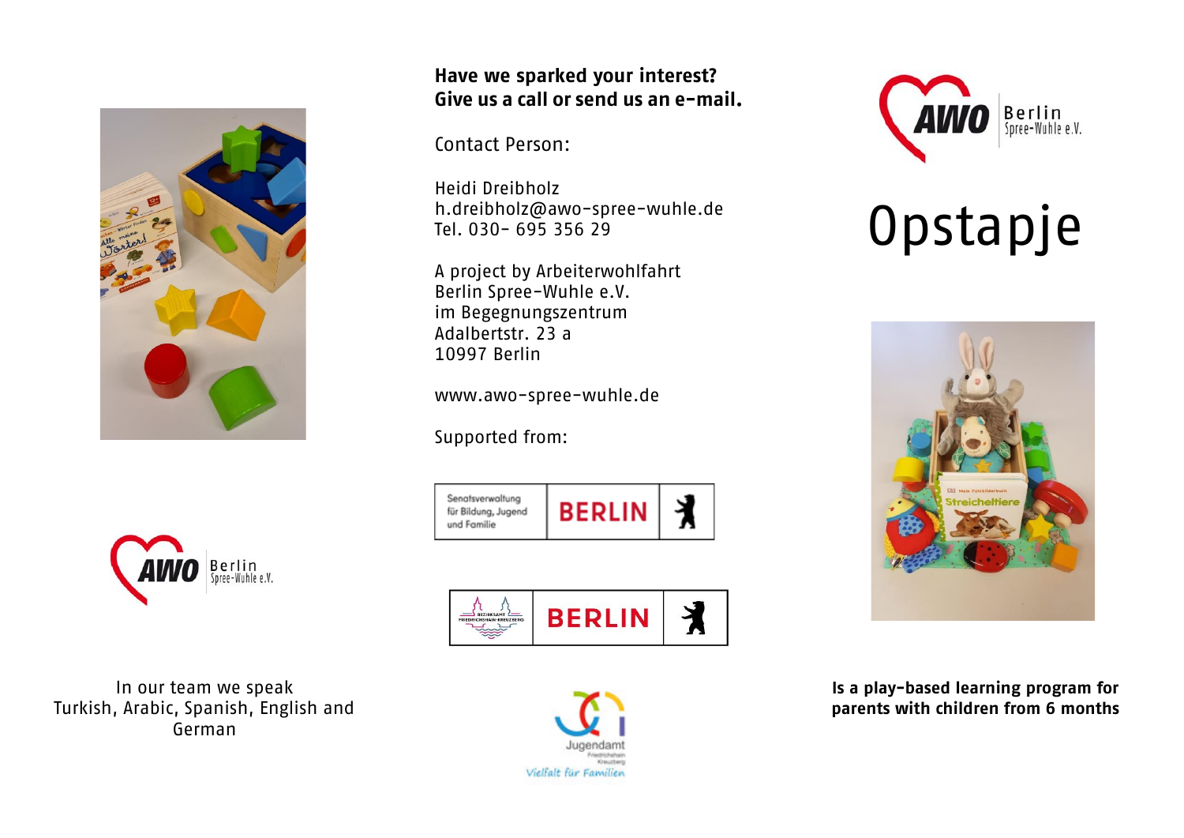In our team we speak Turkish, Arabic, Spanish, English and German

**Have we sparked your interest?**
**Give us a call or send us an e-mail.**

Contact Person:

Heidi Dreibholz
h.dreibholz@awo-spree-wuhle.de
Tel. 030- 695 356 29

A project by Arbeiterwohlfahrt Berlin Spree-Wuhle e.V.
im Begegnungszentrum
Adalbertstr. 23 a
10997 Berlin

www.awo-spree-wuhle.de

Supported from:

Senatsverwaltung für Bildung, Jugend und Familie BERLIN

Bezirksamt Friedrichshain-Kreuzberg BERLIN

Jugendamt Friedrichshain Kreuzberg
Vielfalt für Familien

AWO Berlin Spree-Wuhle e.V.

# Opstapje

**Is a play-based learning program for parents with children from 6 months**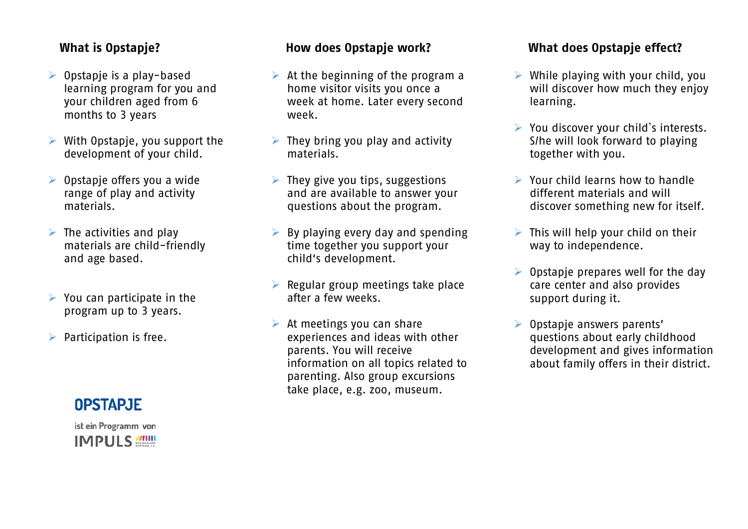## What is Opstapje?

- Opstapje is a play-based learning program for you and your children aged from 6 months to 3 years
- With Opstapje, you support the development of your child.
- Opstapje offers you a wide range of play and activity materials.
- The activities and play materials are child-friendly and age based.
- You can participate in the program up to 3 years.
- Participation is free.

**OPSTAPJE**

ist ein Programm von

IMPULS

## How does Opstapje work?

- At the beginning of the program a home visitor visits you once a week at home. Later every second week.
- They bring you play and activity materials.
- They give you tips, suggestions and are available to answer your questions about the program.
- By playing every day and spending time together you support your child's development.
- Regular group meetings take place after a few weeks.
- At meetings you can share experiences and ideas with other parents. You will receive information on all topics related to parenting. Also group excursions take place, e.g. zoo, museum.

## What does Opstapje effect?

- While playing with your child, you will discover how much they enjoy learning.
- You discover your child`s interests. S/he will look forward to playing together with you.
- Your child learns how to handle different materials and will discover something new for itself.
- This will help your child on their way to independence.
- Opstapje prepares well for the day care center and also provides support during it.
- Opstapje answers parents' questions about early childhood development and gives information about family offers in their district.